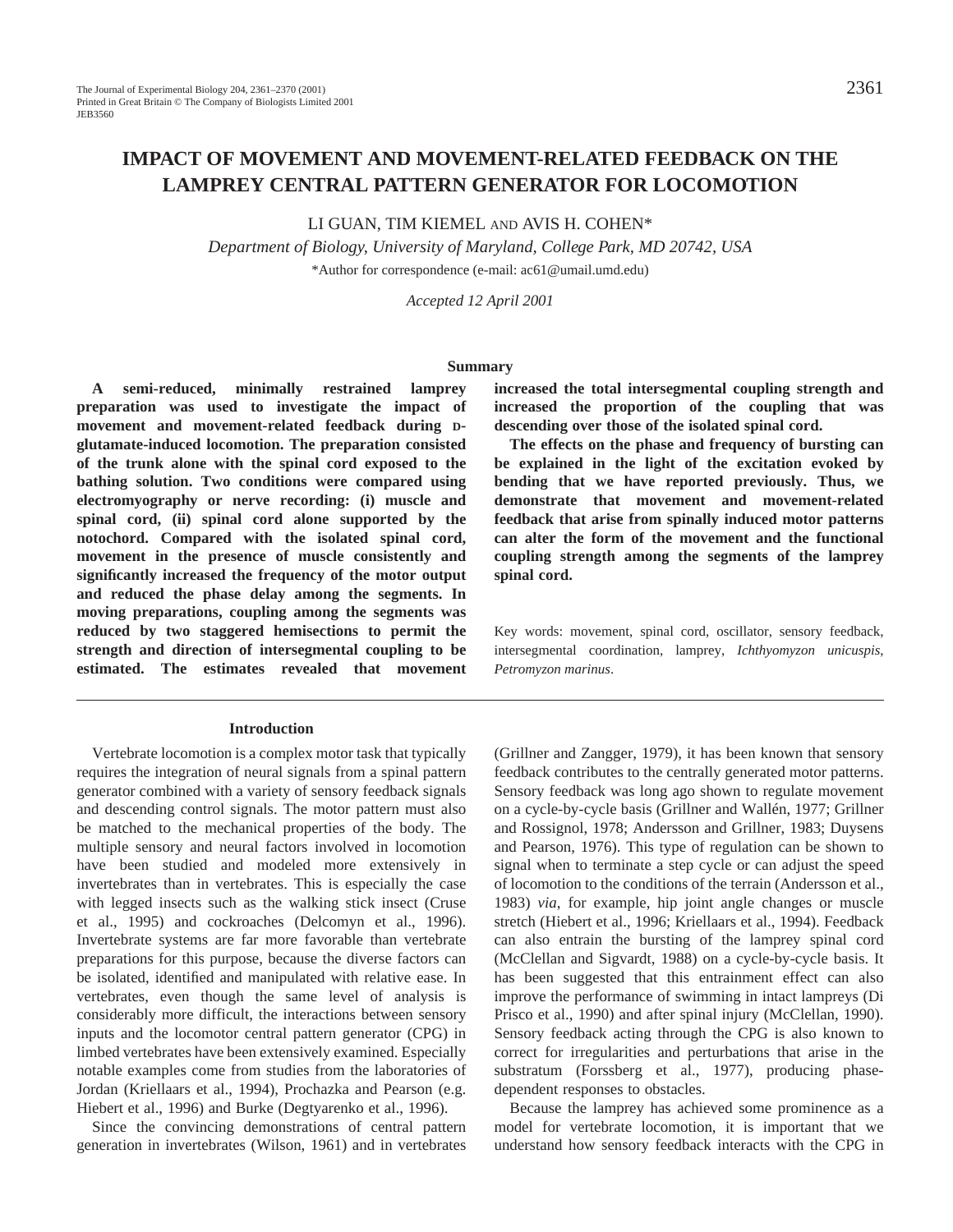# IMPACT OF MOVEMENT AND MOVEMENT-RELATED FEEDBACK ON THE LAMPREY CENTRAL PATTERN GENERATOR FOR LOCOMOTION

LI GUAN, TIM KIEMEL AND AVIS H. COHEN*

*Department of Biology, University of Maryland, College Park, MD 20742, USA*

*Author for correspondence (e-mail: ac61@umail.umd.edu)

*Accepted 12 April 2001*

## Summary

**A semi-reduced, minimally restrained lamprey preparation was used to investigate the impact of movement and movement-related feedback during D-glutamate-induced locomotion. The preparation consisted of the trunk alone with the spinal cord exposed to the bathing solution. Two conditions were compared using electromyography or nerve recording: (i) muscle and spinal cord, (ii) spinal cord alone supported by the notochord. Compared with the isolated spinal cord, movement in the presence of muscle consistently and significantly increased the frequency of the motor output and reduced the phase delay among the segments. In moving preparations, coupling among the segments was reduced by two staggered hemisections to permit the strength and direction of intersegmental coupling to be estimated. The estimates revealed that movement increased the total intersegmental coupling strength and increased the proportion of the coupling that was descending over those of the isolated spinal cord.**

**The effects on the phase and frequency of bursting can be explained in the light of the excitation evoked by bending that we have reported previously. Thus, we demonstrate that movement and movement-related feedback that arise from spinally induced motor patterns can alter the form of the movement and the functional coupling strength among the segments of the lamprey spinal cord.**

Key words: movement, spinal cord, oscillator, sensory feedback, intersegmental coordination, lamprey, *Ichthyomyzon unicuspis*, *Petromyzon marinus*.

## Introduction

Vertebrate locomotion is a complex motor task that typically requires the integration of neural signals from a spinal pattern generator combined with a variety of sensory feedback signals and descending control signals. The motor pattern must also be matched to the mechanical properties of the body. The multiple sensory and neural factors involved in locomotion have been studied and modeled more extensively in invertebrates than in vertebrates. This is especially the case with legged insects such as the walking stick insect (Cruse et al., 1995) and cockroaches (Delcomyn et al., 1996). Invertebrate systems are far more favorable than vertebrate preparations for this purpose, because the diverse factors can be isolated, identified and manipulated with relative ease. In vertebrates, even though the same level of analysis is considerably more difficult, the interactions between sensory inputs and the locomotor central pattern generator (CPG) in limbed vertebrates have been extensively examined. Especially notable examples come from studies from the laboratories of Jordan (Kriellaars et al., 1994), Prochazka and Pearson (e.g. Hiebert et al., 1996) and Burke (Degtyarenko et al., 1996).

Since the convincing demonstrations of central pattern generation in invertebrates (Wilson, 1961) and in vertebrates (Grillner and Zangger, 1979), it has been known that sensory feedback contributes to the centrally generated motor patterns. Sensory feedback was long ago shown to regulate movement on a cycle-by-cycle basis (Grillner and Wallén, 1977; Grillner and Rossignol, 1978; Andersson and Grillner, 1983; Duysens and Pearson, 1976). This type of regulation can be shown to signal when to terminate a step cycle or can adjust the speed of locomotion to the conditions of the terrain (Andersson et al., 1983) *via*, for example, hip joint angle changes or muscle stretch (Hiebert et al., 1996; Kriellaars et al., 1994). Feedback can also entrain the bursting of the lamprey spinal cord (McClellan and Sigvardt, 1988) on a cycle-by-cycle basis. It has been suggested that this entrainment effect can also improve the performance of swimming in intact lampreys (Di Prisco et al., 1990) and after spinal injury (McClellan, 1990). Sensory feedback acting through the CPG is also known to correct for irregularities and perturbations that arise in the substratum (Forssberg et al., 1977), producing phase-dependent responses to obstacles.

Because the lamprey has achieved some prominence as a model for vertebrate locomotion, it is important that we understand how sensory feedback interacts with the CPG in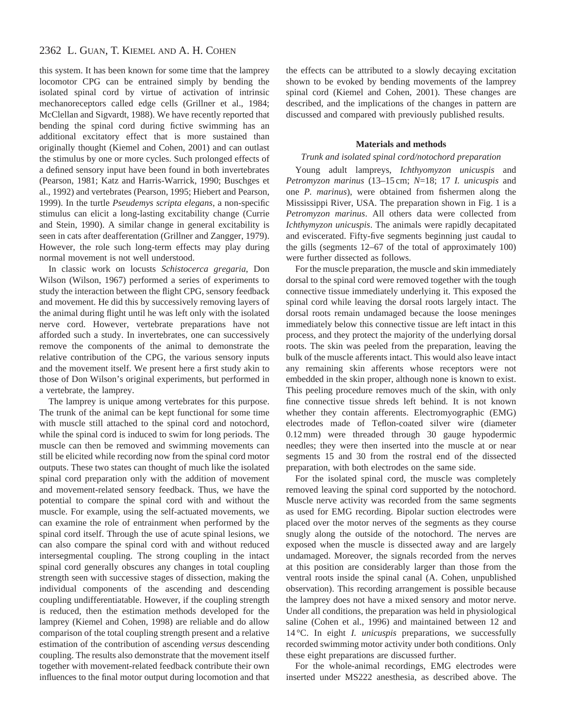this system. It has been known for some time that the lamprey locomotor CPG can be entrained simply by bending the isolated spinal cord by virtue of activation of intrinsic mechanoreceptors called edge cells (Grillner et al., 1984; McClellan and Sigvardt, 1988). We have recently reported that bending the spinal cord during fictive swimming has an additional excitatory effect that is more sustained than originally thought (Kiemel and Cohen, 2001) and can outlast the stimulus by one or more cycles. Such prolonged effects of a defined sensory input have been found in both invertebrates (Pearson, 1981; Katz and Harris-Warrick, 1990; Buschges et al., 1992) and vertebrates (Pearson, 1995; Hiebert and Pearson, 1999). In the turtle *Pseudemys scripta elegans*, a non-specific stimulus can elicit a long-lasting excitability change (Currie and Stein, 1990). A similar change in general excitability is seen in cats after deafferentation (Grillner and Zangger, 1979). However, the role such long-term effects may play during normal movement is not well understood.

In classic work on locusts *Schistocerca gregaria*, Don Wilson (Wilson, 1967) performed a series of experiments to study the interaction between the flight CPG, sensory feedback and movement. He did this by successively removing layers of the animal during flight until he was left only with the isolated nerve cord. However, vertebrate preparations have not afforded such a study. In invertebrates, one can successively remove the components of the animal to demonstrate the relative contribution of the CPG, the various sensory inputs and the movement itself. We present here a first study akin to those of Don Wilson's original experiments, but performed in a vertebrate, the lamprey.

The lamprey is unique among vertebrates for this purpose. The trunk of the animal can be kept functional for some time with muscle still attached to the spinal cord and notochord, while the spinal cord is induced to swim for long periods. The muscle can then be removed and swimming movements can still be elicited while recording now from the spinal cord motor outputs. These two states can thought of much like the isolated spinal cord preparation only with the addition of movement and movement-related sensory feedback. Thus, we have the potential to compare the spinal cord with and without the muscle. For example, using the self-actuated movements, we can examine the role of entrainment when performed by the spinal cord itself. Through the use of acute spinal lesions, we can also compare the spinal cord with and without reduced intersegmental coupling. The strong coupling in the intact spinal cord generally obscures any changes in total coupling strength seen with successive stages of dissection, making the individual components of the ascending and descending coupling undifferentiatable. However, if the coupling strength is reduced, then the estimation methods developed for the lamprey (Kiemel and Cohen, 1998) are reliable and do allow comparison of the total coupling strength present and a relative estimation of the contribution of ascending *versus* descending coupling. The results also demonstrate that the movement itself together with movement-related feedback contribute their own influences to the final motor output during locomotion and that the effects can be attributed to a slowly decaying excitation shown to be evoked by bending movements of the lamprey spinal cord (Kiemel and Cohen, 2001). These changes are described, and the implications of the changes in pattern are discussed and compared with previously published results.

## Materials and methods

### *Trunk and isolated spinal cord/notochord preparation*

Young adult lampreys, *Ichthyomyzon unicuspis* and *Petromyzon marinus* (13–15 cm; *N*=18; 17 *I. unicuspis* and one *P. marinus*), were obtained from fishermen along the Mississippi River, USA. The preparation shown in Fig. 1 is a *Petromyzon marinus*. All others data were collected from *Ichthymyzon unicuspis*. The animals were rapidly decapitated and eviscerated. Fifty-five segments beginning just caudal to the gills (segments 12–67 of the total of approximately 100) were further dissected as follows.

For the muscle preparation, the muscle and skin immediately dorsal to the spinal cord were removed together with the tough connective tissue immediately underlying it. This exposed the spinal cord while leaving the dorsal roots largely intact. The dorsal roots remain undamaged because the loose meninges immediately below this connective tissue are left intact in this process, and they protect the majority of the underlying dorsal roots. The skin was peeled from the preparation, leaving the bulk of the muscle afferents intact. This would also leave intact any remaining skin afferents whose receptors were not embedded in the skin proper, although none is known to exist. This peeling procedure removes much of the skin, with only fine connective tissue shreds left behind. It is not known whether they contain afferents. Electromyographic (EMG) electrodes made of Teflon-coated silver wire (diameter 0.12 mm) were threaded through 30 gauge hypodermic needles; they were then inserted into the muscle at or near segments 15 and 30 from the rostral end of the dissected preparation, with both electrodes on the same side.

For the isolated spinal cord, the muscle was completely removed leaving the spinal cord supported by the notochord. Muscle nerve activity was recorded from the same segments as used for EMG recording. Bipolar suction electrodes were placed over the motor nerves of the segments as they course snugly along the outside of the notochord. The nerves are exposed when the muscle is dissected away and are largely undamaged. Moreover, the signals recorded from the nerves at this position are considerably larger than those from the ventral roots inside the spinal canal (A. Cohen, unpublished observation). This recording arrangement is possible because the lamprey does not have a mixed sensory and motor nerve. Under all conditions, the preparation was held in physiological saline (Cohen et al., 1996) and maintained between 12 and 14 °C. In eight *I. unicuspis* preparations, we successfully recorded swimming motor activity under both conditions. Only these eight preparations are discussed further.

For the whole-animal recordings, EMG electrodes were inserted under MS222 anesthesia, as described above. The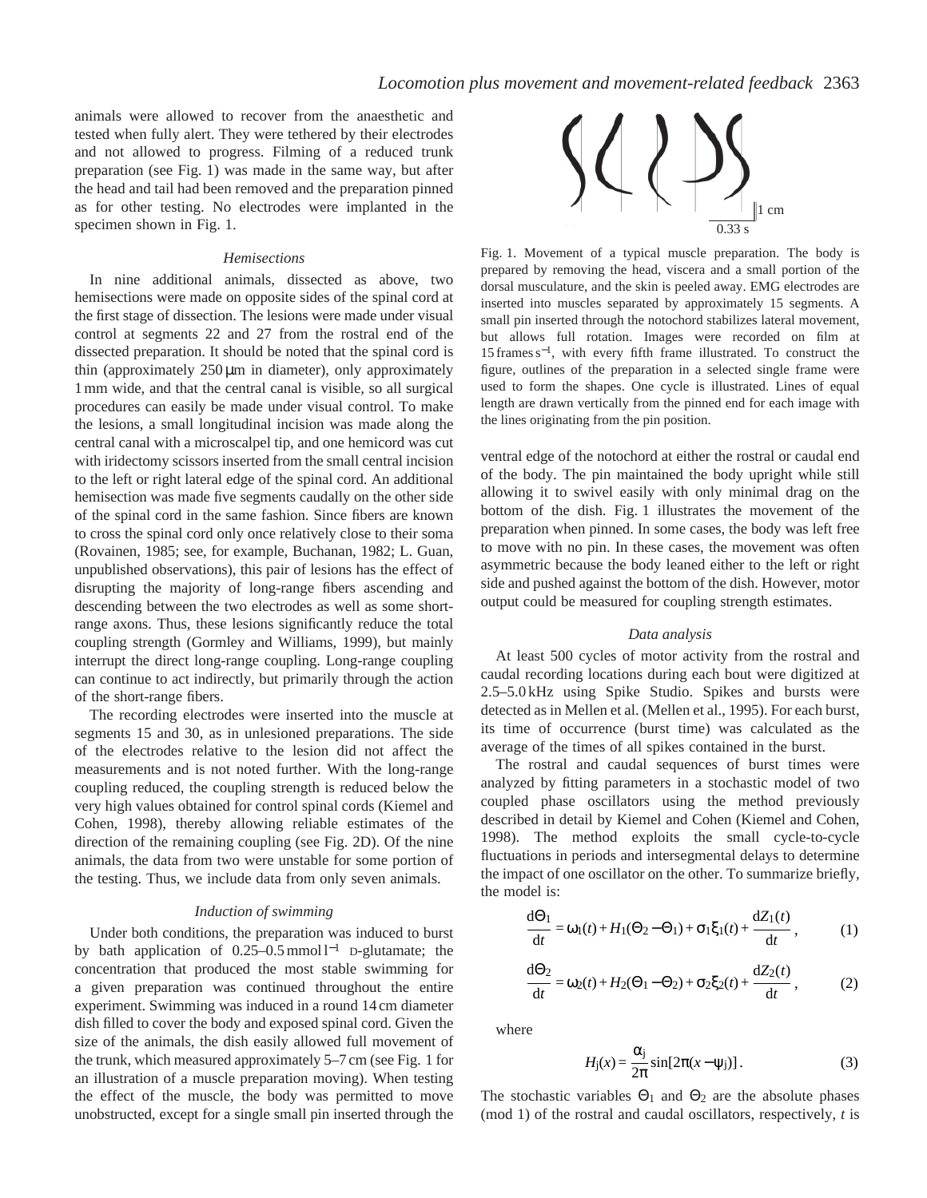animals were allowed to recover from the anaesthetic and tested when fully alert. They were tethered by their electrodes and not allowed to progress. Filming of a reduced trunk preparation (see Fig. 1) was made in the same way, but after the head and tail had been removed and the preparation pinned as for other testing. No electrodes were implanted in the specimen shown in Fig. 1.

### *Hemisections*

In nine additional animals, dissected as above, two hemisections were made on opposite sides of the spinal cord at the first stage of dissection. The lesions were made under visual control at segments 22 and 27 from the rostral end of the dissected preparation. It should be noted that the spinal cord is thin (approximately 250 μm in diameter), only approximately 1 mm wide, and that the central canal is visible, so all surgical procedures can easily be made under visual control. To make the lesions, a small longitudinal incision was made along the central canal with a microscalpel tip, and one hemicord was cut with iridectomy scissors inserted from the small central incision to the left or right lateral edge of the spinal cord. An additional hemisection was made five segments caudally on the other side of the spinal cord in the same fashion. Since fibers are known to cross the spinal cord only once relatively close to their soma (Rovainen, 1985; see, for example, Buchanan, 1982; L. Guan, unpublished observations), this pair of lesions has the effect of disrupting the majority of long-range fibers ascending and descending between the two electrodes as well as some short-range axons. Thus, these lesions significantly reduce the total coupling strength (Gormley and Williams, 1999), but mainly interrupt the direct long-range coupling. Long-range coupling can continue to act indirectly, but primarily through the action of the short-range fibers.

The recording electrodes were inserted into the muscle at segments 15 and 30, as in unlesioned preparations. The side of the electrodes relative to the lesion did not affect the measurements and is not noted further. With the long-range coupling reduced, the coupling strength is reduced below the very high values obtained for control spinal cords (Kiemel and Cohen, 1998), thereby allowing reliable estimates of the direction of the remaining coupling (see Fig. 2D). Of the nine animals, the data from two were unstable for some portion of the testing. Thus, we include data from only seven animals.

### *Induction of swimming*

Under both conditions, the preparation was induced to burst by bath application of 0.25–0.5 mmol $l^{-1}$ D-glutamate; the concentration that produced the most stable swimming for a given preparation was continued throughout the entire experiment. Swimming was induced in a round 14 cm diameter dish filled to cover the body and exposed spinal cord. Given the size of the animals, the dish easily allowed full movement of the trunk, which measured approximately 5–7 cm (see Fig. 1 for an illustration of a muscle preparation moving). When testing the effect of the muscle, the body was permitted to move unobstructed, except for a single small pin inserted through the ventral edge of the notochord at either the rostral or caudal end of the body. The pin maintained the body upright while still allowing it to swivel easily with only minimal drag on the bottom of the dish. Fig. 1 illustrates the movement of the preparation when pinned. In some cases, the body was left free to move with no pin. In these cases, the movement was often asymmetric because the body leaned either to the left or right side and pushed against the bottom of the dish. However, motor output could be measured for coupling strength estimates.

Fig. 1. Movement of a typical muscle preparation. The body is prepared by removing the head, viscera and a small portion of the dorsal musculature, and the skin is peeled away. EMG electrodes are inserted into muscles separated by approximately 15 segments. A small pin inserted through the notochord stabilizes lateral movement, but allows full rotation. Images were recorded on film at 15 frames $s^{-1}$, with every fifth frame illustrated. To construct the figure, outlines of the preparation in a selected single frame were used to form the shapes. One cycle is illustrated. Lines of equal length are drawn vertically from the pinned end for each image with the lines originating from the pin position.

### *Data analysis*

At least 500 cycles of motor activity from the rostral and caudal recording locations during each bout were digitized at 2.5–5.0 kHz using Spike Studio. Spikes and bursts were detected as in Mellen et al. (Mellen et al., 1995). For each burst, its time of occurrence (burst time) was calculated as the average of the times of all spikes contained in the burst.

The rostral and caudal sequences of burst times were analyzed by fitting parameters in a stochastic model of two coupled phase oscillators using the method previously described in detail by Kiemel and Cohen (Kiemel and Cohen, 1998). The method exploits the small cycle-to-cycle fluctuations in periods and intersegmental delays to determine the impact of one oscillator on the other. To summarize briefly, the model is:

$$\frac{d\Theta_1}{dt} = \omega_1(t) + H_1(\Theta_2 - \Theta_1) + \sigma_1\xi_1(t) + \frac{dZ_1(t)}{dt}, \qquad (1)$$

$$\frac{d\Theta_2}{dt} = \omega_2(t) + H_2(\Theta_1 - \Theta_2) + \sigma_2\xi_2(t) + \frac{dZ_2(t)}{dt}, \qquad (2)$$

where

$$H_j(x) = \frac{\alpha_j}{2\pi}\sin[2\pi(x - \psi_j)]. \qquad (3)$$

The stochastic variables $\Theta_1$ and $\Theta_2$ are the absolute phases (mod 1) of the rostral and caudal oscillators, respectively, $t$ is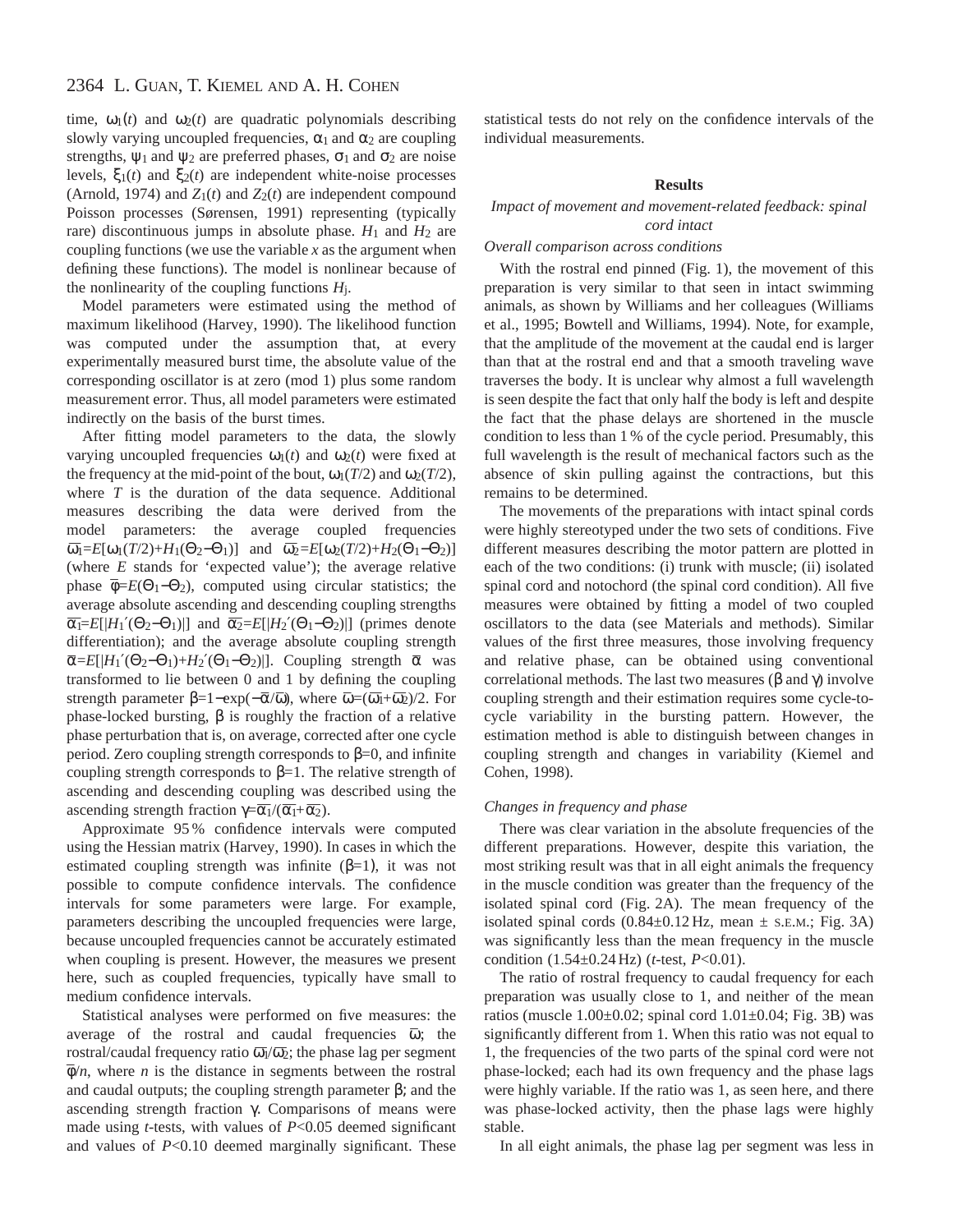time, $\omega_1(t)$ and $\omega_2(t)$ are quadratic polynomials describing slowly varying uncoupled frequencies, $\alpha_1$ and $\alpha_2$ are coupling strengths, $\psi_1$ and $\psi_2$ are preferred phases, $\sigma_1$ and $\sigma_2$ are noise levels, $\xi_1(t)$ and $\xi_2(t)$ are independent white-noise processes (Arnold, 1974) and $Z_1(t)$ and $Z_2(t)$ are independent compound Poisson processes (Sørensen, 1991) representing (typically rare) discontinuous jumps in absolute phase. $H_1$ and $H_2$ are coupling functions (we use the variable $x$ as the argument when defining these functions). The model is nonlinear because of the nonlinearity of the coupling functions $H_j$.

Model parameters were estimated using the method of maximum likelihood (Harvey, 1990). The likelihood function was computed under the assumption that, at every experimentally measured burst time, the absolute value of the corresponding oscillator is at zero (mod 1) plus some random measurement error. Thus, all model parameters were estimated indirectly on the basis of the burst times.

After fitting model parameters to the data, the slowly varying uncoupled frequencies $\omega_1(t)$ and $\omega_2(t)$ were fixed at the frequency at the mid-point of the bout, $\omega_1(T/2)$ and $\omega_2(T/2)$, where $T$ is the duration of the data sequence. Additional measures describing the data were derived from the model parameters: the average coupled frequencies $\bar{\omega}_1=E[\omega_1(T/2)+H_1(\Theta_2-\Theta_1)]$ and $\bar{\omega}_2=E[\omega_2(T/2)+H_2(\Theta_1-\Theta_2)]$ (where $E$ stands for 'expected value'); the average relative phase $\bar{\phi}=E(\Theta_1-\Theta_2)$, computed using circular statistics; the average absolute ascending and descending coupling strengths $\bar{\alpha}_1=E[|H_1'(\Theta_2-\Theta_1)|]$ and $\bar{\alpha}_2=E[|H_2'(\Theta_1-\Theta_2)|]$ (primes denote differentiation); and the average absolute coupling strength $\bar{\alpha}=E[|H_1'(\Theta_2-\Theta_1)+H_2'(\Theta_1-\Theta_2)|]$. Coupling strength $\bar{\alpha}$ was transformed to lie between 0 and 1 by defining the coupling strength parameter $\beta=1-\exp(-\bar{\alpha}/\bar{\omega})$, where $\bar{\omega}=(\bar{\omega}_1+\bar{\omega}_2)/2$. For phase-locked bursting, $\beta$ is roughly the fraction of a relative phase perturbation that is, on average, corrected after one cycle period. Zero coupling strength corresponds to $\beta$=0, and infinite coupling strength corresponds to $\beta$=1. The relative strength of ascending and descending coupling was described using the ascending strength fraction $\gamma=\bar{\alpha}_1/(\bar{\alpha}_1+\bar{\alpha}_2)$.

Approximate 95 % confidence intervals were computed using the Hessian matrix (Harvey, 1990). In cases in which the estimated coupling strength was infinite ($\beta$=1), it was not possible to compute confidence intervals. The confidence intervals for some parameters were large. For example, parameters describing the uncoupled frequencies were large, because uncoupled frequencies cannot be accurately estimated when coupling is present. However, the measures we present here, such as coupled frequencies, typically have small to medium confidence intervals.

Statistical analyses were performed on five measures: the average of the rostral and caudal frequencies $\bar{\omega}$; the rostral/caudal frequency ratio $\bar{\omega}_1/\bar{\omega}_2$; the phase lag per segment $\bar{\phi}/n$, where $n$ is the distance in segments between the rostral and caudal outputs; the coupling strength parameter $\beta$; and the ascending strength fraction $\gamma$. Comparisons of means were made using $t$-tests, with values of $P$<0.05 deemed significant and values of $P$<0.10 deemed marginally significant. These statistical tests do not rely on the confidence intervals of the individual measurements.

## Results

### *Impact of movement and movement-related feedback: spinal cord intact*

#### *Overall comparison across conditions*

With the rostral end pinned (Fig. 1), the movement of this preparation is very similar to that seen in intact swimming animals, as shown by Williams and her colleagues (Williams et al., 1995; Bowtell and Williams, 1994). Note, for example, that the amplitude of the movement at the caudal end is larger than that at the rostral end and that a smooth traveling wave traverses the body. It is unclear why almost a full wavelength is seen despite the fact that only half the body is left and despite the fact that the phase delays are shortened in the muscle condition to less than 1 % of the cycle period. Presumably, this full wavelength is the result of mechanical factors such as the absence of skin pulling against the contractions, but this remains to be determined.

The movements of the preparations with intact spinal cords were highly stereotyped under the two sets of conditions. Five different measures describing the motor pattern are plotted in each of the two conditions: (i) trunk with muscle; (ii) isolated spinal cord and notochord (the spinal cord condition). All five measures were obtained by fitting a model of two coupled oscillators to the data (see Materials and methods). Similar values of the first three measures, those involving frequency and relative phase, can be obtained using conventional correlational methods. The last two measures ($\beta$ and $\gamma$) involve coupling strength and their estimation requires some cycle-to-cycle variability in the bursting pattern. However, the estimation method is able to distinguish between changes in coupling strength and changes in variability (Kiemel and Cohen, 1998).

#### *Changes in frequency and phase*

There was clear variation in the absolute frequencies of the different preparations. However, despite this variation, the most striking result was that in all eight animals the frequency in the muscle condition was greater than the frequency of the isolated spinal cord (Fig. 2A). The mean frequency of the isolated spinal cords (0.84±0.12 Hz, mean ± S.E.M.; Fig. 3A) was significantly less than the mean frequency in the muscle condition (1.54±0.24 Hz) ($t$-test, $P$<0.01).

The ratio of rostral frequency to caudal frequency for each preparation was usually close to 1, and neither of the mean ratios (muscle 1.00±0.02; spinal cord 1.01±0.04; Fig. 3B) was significantly different from 1. When this ratio was not equal to 1, the frequencies of the two parts of the spinal cord were not phase-locked; each had its own frequency and the phase lags were highly variable. If the ratio was 1, as seen here, and there was phase-locked activity, then the phase lags were highly stable.

In all eight animals, the phase lag per segment was less in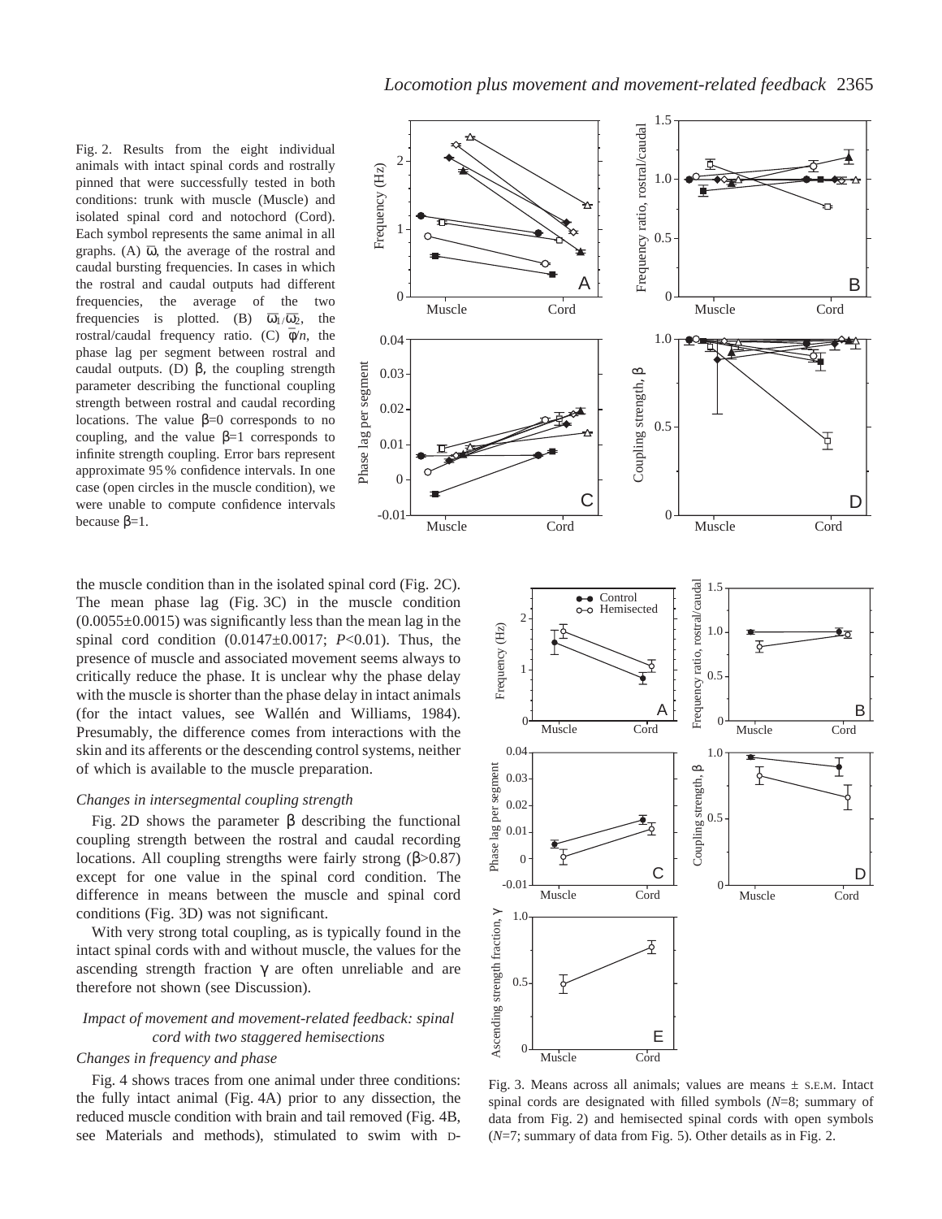Fig. 2. Results from the eight individual animals with intact spinal cords and rostrally pinned that were successfully tested in both conditions: trunk with muscle (Muscle) and isolated spinal cord and notochord (Cord). Each symbol represents the same animal in all graphs. (A) $\bar{\omega}$, the average of the rostral and caudal bursting frequencies. In cases in which the rostral and caudal outputs had different frequencies, the average of the two frequencies is plotted. (B) $\bar{\omega}_1/\bar{\omega}_2$, the rostral/caudal frequency ratio. (C) $\bar{\phi}/n$, the phase lag per segment between rostral and caudal outputs. (D) β, the coupling strength parameter describing the functional coupling strength between rostral and caudal recording locations. The value β=0 corresponds to no coupling, and the value β=1 corresponds to infinite strength coupling. Error bars represent approximate 95 % confidence intervals. In one case (open circles in the muscle condition), we were unable to compute confidence intervals because β=1.

the muscle condition than in the isolated spinal cord (Fig. 2C). The mean phase lag (Fig. 3C) in the muscle condition (0.0055±0.0015) was significantly less than the mean lag in the spinal cord condition (0.0147±0.0017; $P<0.01$). Thus, the presence of muscle and associated movement seems always to critically reduce the phase. It is unclear why the phase delay with the muscle is shorter than the phase delay in intact animals (for the intact values, see Wallén and Williams, 1984). Presumably, the difference comes from interactions with the skin and its afferents or the descending control systems, neither of which is available to the muscle preparation.

### *Changes in intersegmental coupling strength*

Fig. 2D shows the parameter β describing the functional coupling strength between the rostral and caudal recording locations. All coupling strengths were fairly strong (β>0.87) except for one value in the spinal cord condition. The difference in means between the muscle and spinal cord conditions (Fig. 3D) was not significant.

With very strong total coupling, as is typically found in the intact spinal cords with and without muscle, the values for the ascending strength fraction γ are often unreliable and are therefore not shown (see Discussion).

## *Impact of movement and movement-related feedback: spinal cord with two staggered hemisections*

### *Changes in frequency and phase*

Fig. 4 shows traces from one animal under three conditions: the fully intact animal (Fig. 4A) prior to any dissection, the reduced muscle condition with brain and tail removed (Fig. 4B, see Materials and methods), stimulated to swim with D-

Fig. 3. Means across all animals; values are means ± S.E.M. Intact spinal cords are designated with filled symbols ($N$=8; summary of data from Fig. 2) and hemisected spinal cords with open symbols ($N$=7; summary of data from Fig. 5). Other details as in Fig. 2.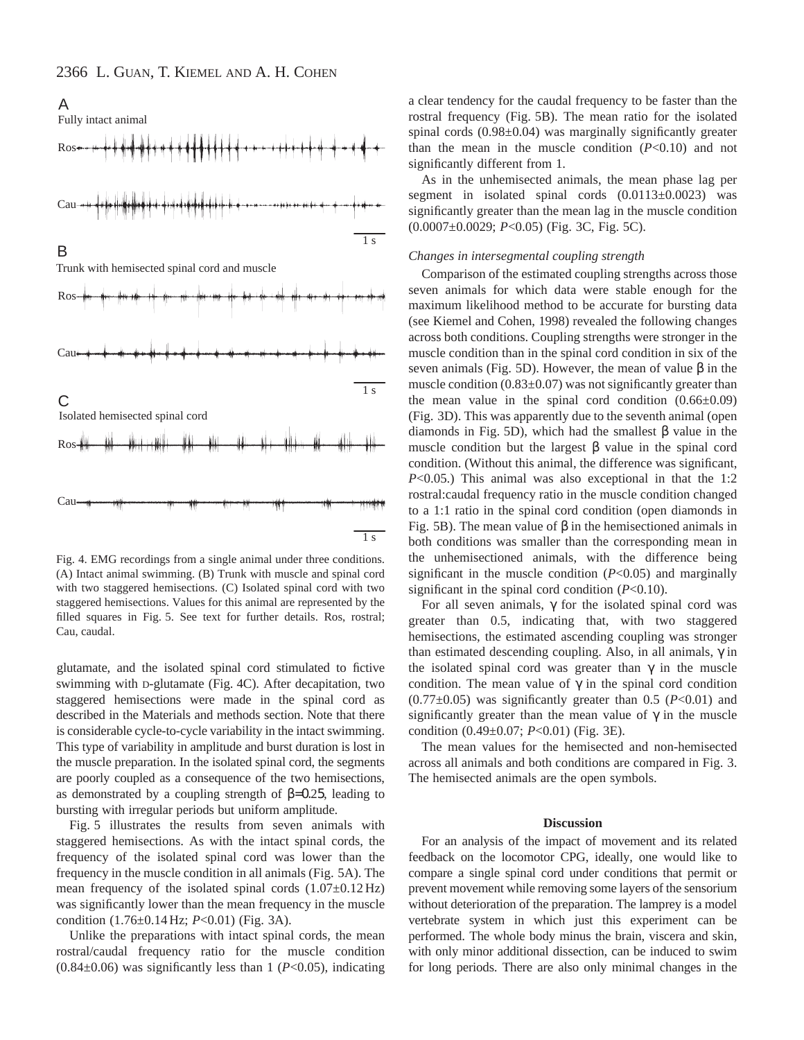A

Fully intact animal

Ros

Cau

1 s

B

Trunk with hemisected spinal cord and muscle

Ros

Cau

1 s

C

Isolated hemisected spinal cord

Ros

Cau

1 s

Fig. 4. EMG recordings from a single animal under three conditions. (A) Intact animal swimming. (B) Trunk with muscle and spinal cord with two staggered hemisections. (C) Isolated spinal cord with two staggered hemisections. Values for this animal are represented by the filled squares in Fig. 5. See text for further details. Ros, rostral; Cau, caudal.

glutamate, and the isolated spinal cord stimulated to fictive swimming with D-glutamate (Fig. 4C). After decapitation, two staggered hemisections were made in the spinal cord as described in the Materials and methods section. Note that there is considerable cycle-to-cycle variability in the intact swimming. This type of variability in amplitude and burst duration is lost in the muscle preparation. In the isolated spinal cord, the segments are poorly coupled as a consequence of the two hemisections, as demonstrated by a coupling strength of $\beta$=0.25, leading to bursting with irregular periods but uniform amplitude.

Fig. 5 illustrates the results from seven animals with staggered hemisections. As with the intact spinal cords, the frequency of the isolated spinal cord was lower than the frequency in the muscle condition in all animals (Fig. 5A). The mean frequency of the isolated spinal cords (1.07±0.12 Hz) was significantly lower than the mean frequency in the muscle condition (1.76±0.14 Hz; $P$<0.01) (Fig. 3A).

Unlike the preparations with intact spinal cords, the mean rostral/caudal frequency ratio for the muscle condition (0.84±0.06) was significantly less than 1 ($P$<0.05), indicating a clear tendency for the caudal frequency to be faster than the rostral frequency (Fig. 5B). The mean ratio for the isolated spinal cords (0.98±0.04) was marginally significantly greater than the mean in the muscle condition ($P$<0.10) and not significantly different from 1.

As in the unhemisected animals, the mean phase lag per segment in isolated spinal cords (0.0113±0.0023) was significantly greater than the mean lag in the muscle condition (0.0007±0.0029; $P$<0.05) (Fig. 3C, Fig. 5C).

*Changes in intersegmental coupling strength*

Comparison of the estimated coupling strengths across those seven animals for which data were stable enough for the maximum likelihood method to be accurate for bursting data (see Kiemel and Cohen, 1998) revealed the following changes across both conditions. Coupling strengths were stronger in the muscle condition than in the spinal cord condition in six of the seven animals (Fig. 5D). However, the mean of value $\beta$ in the muscle condition (0.83±0.07) was not significantly greater than the mean value in the spinal cord condition (0.66±0.09) (Fig. 3D). This was apparently due to the seventh animal (open diamonds in Fig. 5D), which had the smallest $\beta$ value in the muscle condition but the largest $\beta$ value in the spinal cord condition. (Without this animal, the difference was significant, $P$<0.05.) This animal was also exceptional in that the 1:2 rostral:caudal frequency ratio in the muscle condition changed to a 1:1 ratio in the spinal cord condition (open diamonds in Fig. 5B). The mean value of $\beta$ in the hemisectioned animals in both conditions was smaller than the corresponding mean in the unhemisectioned animals, with the difference being significant in the muscle condition ($P$<0.05) and marginally significant in the spinal cord condition ($P$<0.10).

For all seven animals, $\gamma$ for the isolated spinal cord was greater than 0.5, indicating that, with two staggered hemisections, the estimated ascending coupling was stronger than estimated descending coupling. Also, in all animals, $\gamma$ in the isolated spinal cord was greater than $\gamma$ in the muscle condition. The mean value of $\gamma$ in the spinal cord condition (0.77±0.05) was significantly greater than 0.5 ($P$<0.01) and significantly greater than the mean value of $\gamma$ in the muscle condition (0.49±0.07; $P$<0.01) (Fig. 3E).

The mean values for the hemisected and non-hemisected across all animals and both conditions are compared in Fig. 3. The hemisected animals are the open symbols.

## Discussion

For an analysis of movement and its related feedback on the locomotor CPG, ideally, one would like to compare a single spinal cord under conditions that permit or prevent movement while removing some layers of the sensorium without deterioration of the preparation. The lamprey is a model vertebrate system in which just this experiment can be performed. The whole body minus the brain, viscera and skin, with only minor additional dissection, can be induced to swim for long periods. There are also only minimal changes in the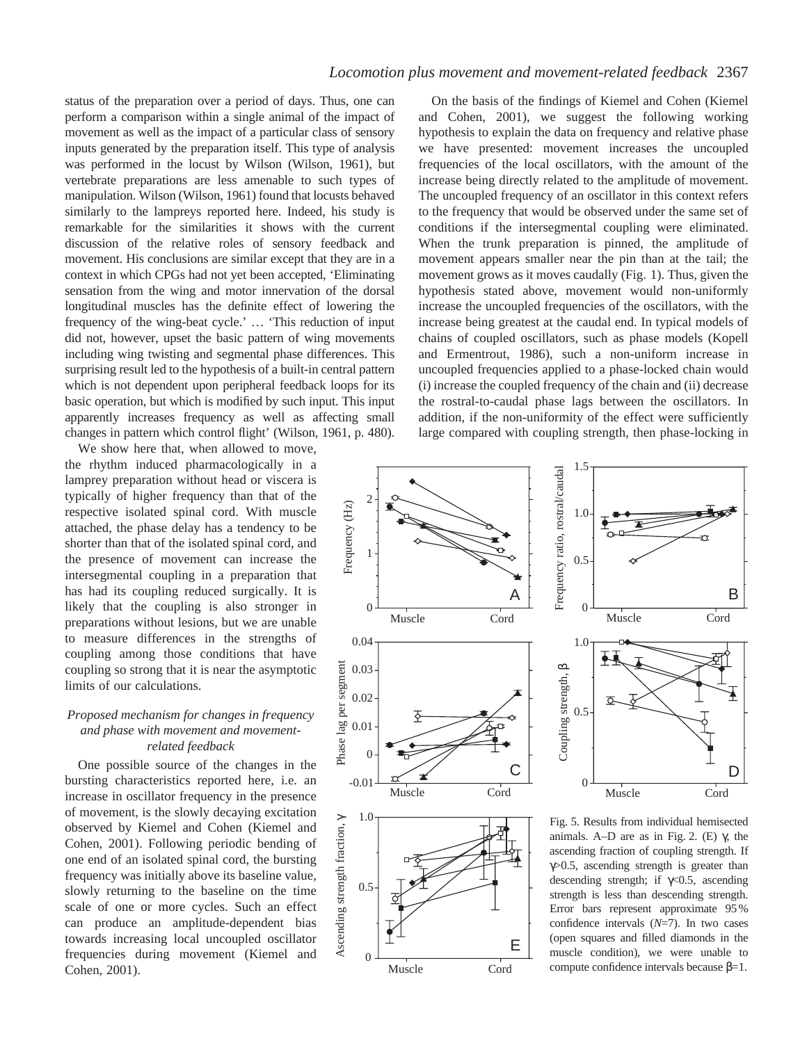status of the preparation over a period of days. Thus, one can perform a comparison within a single animal of the impact of movement as well as the impact of a particular class of sensory inputs generated by the preparation itself. This type of analysis was performed in the locust by Wilson (Wilson, 1961), but vertebrate preparations are less amenable to such types of manipulation. Wilson (Wilson, 1961) found that locusts behaved similarly to the lampreys reported here. Indeed, his study is remarkable for the similarities it shows with the current discussion of the relative roles of sensory feedback and movement. His conclusions are similar except that they are in a context in which CPGs had not yet been accepted, 'Eliminating sensation from the wing and motor innervation of the dorsal longitudinal muscles has the definite effect of lowering the frequency of the wing-beat cycle.' … 'This reduction of input did not, however, upset the basic pattern of wing movements including wing twisting and segmental phase differences. This surprising result led to the hypothesis of a built-in central pattern which is not dependent upon peripheral feedback loops for its basic operation, but which is modified by such input. This input apparently increases frequency as well as affecting small changes in pattern which control flight' (Wilson, 1961, p. 480).

We show here that, when allowed to move, the rhythm induced pharmacologically in a lamprey preparation without head or viscera is typically of higher frequency than that of the respective isolated spinal cord. With muscle attached, the phase delay has a tendency to be shorter than that of the isolated spinal cord, and the presence of movement can increase the intersegmental coupling in a preparation that has had its coupling reduced surgically. It is likely that the coupling is also stronger in preparations without lesions, but we are unable to measure differences in the strengths of coupling among those conditions that have coupling so strong that it is near the asymptotic limits of our calculations.

### *Proposed mechanism for changes in frequency and phase with movement and movement-related feedback*

One possible source of the changes in the bursting characteristics reported here, i.e. an increase in oscillator frequency in the presence of movement, is the slowly decaying excitation observed by Kiemel and Cohen (Kiemel and Cohen, 2001). Following periodic bending of one end of an isolated spinal cord, the bursting frequency was initially above its baseline value, slowly returning to the baseline on the time scale of one or more cycles. Such an effect can produce an amplitude-dependent bias towards increasing local uncoupled oscillator frequencies during movement (Kiemel and Cohen, 2001).

On the basis of the findings of Kiemel and Cohen (Kiemel and Cohen, 2001), we suggest the following working hypothesis to explain the data on frequency and relative phase we have presented: movement increases the uncoupled frequencies of the local oscillators, with the amount of the increase being directly related to the amplitude of movement. The uncoupled frequency of an oscillator in this context refers to the frequency that would be observed under the same set of conditions if the intersegmental coupling were eliminated. When the trunk preparation is pinned, the amplitude of movement appears smaller near the pin than at the tail; the movement grows as it moves caudally (Fig. 1). Thus, given the hypothesis stated above, movement would non-uniformly increase the uncoupled frequencies of the oscillators, with the increase being greatest at the caudal end. In typical models of chains of coupled oscillators, such as phase models (Kopell and Ermentrout, 1986), such a non-uniform increase in uncoupled frequencies applied to a phase-locked chain would (i) increase the coupled frequency of the chain and (ii) decrease the rostral-to-caudal phase lags between the oscillators. In addition, if the non-uniformity of the effect were sufficiently large compared with coupling strength, then phase-locking in

Fig. 5. Results from individual hemisected animals. A–D are as in Fig. 2. (E) $\gamma$, the ascending fraction of coupling strength. If $\gamma>0.5$, ascending strength is greater than descending strength; if $\gamma<0.5$, ascending strength is less than descending strength. Error bars represent approximate 95% confidence intervals ($N$=7). In two cases (open squares and filled diamonds in the muscle condition), we were unable to compute confidence intervals because $\beta$=1.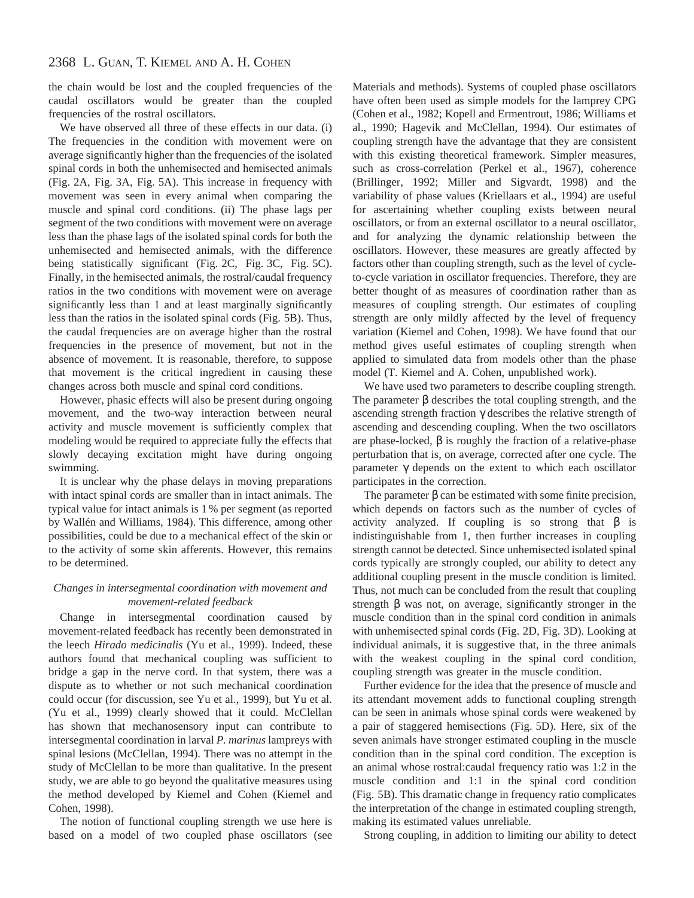the chain would be lost and the coupled frequencies of the caudal oscillators would be greater than the coupled frequencies of the rostral oscillators.

We have observed all three of these effects in our data. (i) The frequencies in the condition with movement were on average significantly higher than the frequencies of the isolated spinal cords in both the unhemisected and hemisected animals (Fig. 2A, Fig. 3A, Fig. 5A). This increase in frequency with movement was seen in every animal when comparing the muscle and spinal cord conditions. (ii) The phase lags per segment of the two conditions with movement were on average less than the phase lags of the isolated spinal cords for both the unhemisected and hemisected animals, with the difference being statistically significant (Fig. 2C, Fig. 3C, Fig. 5C). Finally, in the hemisected animals, the rostral/caudal frequency ratios in the two conditions with movement were on average significantly less than 1 and at least marginally significantly less than the ratios in the isolated spinal cords (Fig. 5B). Thus, the caudal frequencies are on average higher than the rostral frequencies in the presence of movement, but not in the absence of movement. It is reasonable, therefore, to suppose that movement is the critical ingredient in causing these changes across both muscle and spinal cord conditions.

However, phasic effects will also be present during ongoing movement, and the two-way interaction between neural activity and muscle movement is sufficiently complex that modeling would be required to appreciate fully the effects that slowly decaying excitation might have during ongoing swimming.

It is unclear why the phase delays in moving preparations with intact spinal cords are smaller than in intact animals. The typical value for intact animals is 1 % per segment (as reported by Wallén and Williams, 1984). This difference, among other possibilities, could be due to a mechanical effect of the skin or to the activity of some skin afferents. However, this remains to be determined.

### *Changes in intersegmental coordination with movement and movement-related feedback*

Change in intersegmental coordination caused by movement-related feedback has recently been demonstrated in the leech *Hirado medicinalis* (Yu et al., 1999). Indeed, these authors found that mechanical coupling was sufficient to bridge a gap in the nerve cord. In that system, there was a dispute as to whether or not such mechanical coordination could occur (for discussion, see Yu et al., 1999), but Yu et al. (Yu et al., 1999) clearly showed that it could. McClellan has shown that mechanosensory input can contribute to intersegmental coordination in larval *P. marinus* lampreys with spinal lesions (McClellan, 1994). There was no attempt in the study of McClellan to be more than qualitative. In the present study, we are able to go beyond the qualitative measures using the method developed by Kiemel and Cohen (Kiemel and Cohen, 1998).

The notion of functional coupling strength we use here is based on a model of two coupled phase oscillators (see Materials and methods). Systems of coupled phase oscillators have often been used as simple models for the lamprey CPG (Cohen et al., 1982; Kopell and Ermentrout, 1986; Williams et al., 1990; Hagevik and McClellan, 1994). Our estimates of coupling strength have the advantage that they are consistent with this existing theoretical framework. Simpler measures, such as cross-correlation (Perkel et al., 1967), coherence (Brillinger, 1992; Miller and Sigvardt, 1998) and the variability of phase values (Kriellaars et al., 1994) are useful for ascertaining whether coupling exists between neural oscillators, or from an external oscillator to a neural oscillator, and for analyzing the dynamic relationship between the oscillators. However, these measures are greatly affected by factors other than coupling strength, such as the level of cycle-to-cycle variation in oscillator frequencies. Therefore, they are better thought of as measures of coordination rather than as measures of coupling strength. Our estimates of coupling strength are only mildly affected by the level of frequency variation (Kiemel and Cohen, 1998). We have found that our method gives useful estimates of coupling strength when applied to simulated data from models other than the phase model (T. Kiemel and A. Cohen, unpublished work).

We have used two parameters to describe coupling strength. The parameter $\beta$ describes the total coupling strength, and the ascending strength fraction $\gamma$ describes the relative strength of ascending and descending coupling. When the two oscillators are phase-locked, $\beta$ is roughly the fraction of a relative-phase perturbation that is, on average, corrected after one cycle. The parameter $\gamma$ depends on the extent to which each oscillator participates in the correction.

The parameter $\beta$ can be estimated with some finite precision, which depends on factors such as the number of cycles of activity analyzed. If coupling is so strong that $\beta$ is indistinguishable from 1, then further increases in coupling strength cannot be detected. Since unhemisected isolated spinal cords typically are strongly coupled, our ability to detect any additional coupling present in the muscle condition is limited. Thus, not much can be concluded from the result that coupling strength $\beta$ was not, on average, significantly stronger in the muscle condition than in the spinal cord condition in animals with unhemisected spinal cords (Fig. 2D, Fig. 3D). Looking at individual animals, it is suggestive that, in the three animals with the weakest coupling in the spinal cord condition, coupling strength was greater in the muscle condition.

Further evidence for the idea that the presence of muscle and its attendant movement adds to functional coupling strength can be seen in animals whose spinal cords were weakened by a pair of staggered hemisections (Fig. 5D). Here, six of the seven animals have stronger estimated coupling in the muscle condition than in the spinal cord condition. The exception is an animal whose rostral:caudal frequency ratio was 1:2 in the muscle condition and 1:1 in the spinal cord condition (Fig. 5B). This dramatic change in frequency ratio complicates the interpretation of the change in estimated coupling strength, making its estimated values unreliable.

Strong coupling, in addition to limiting our ability to detect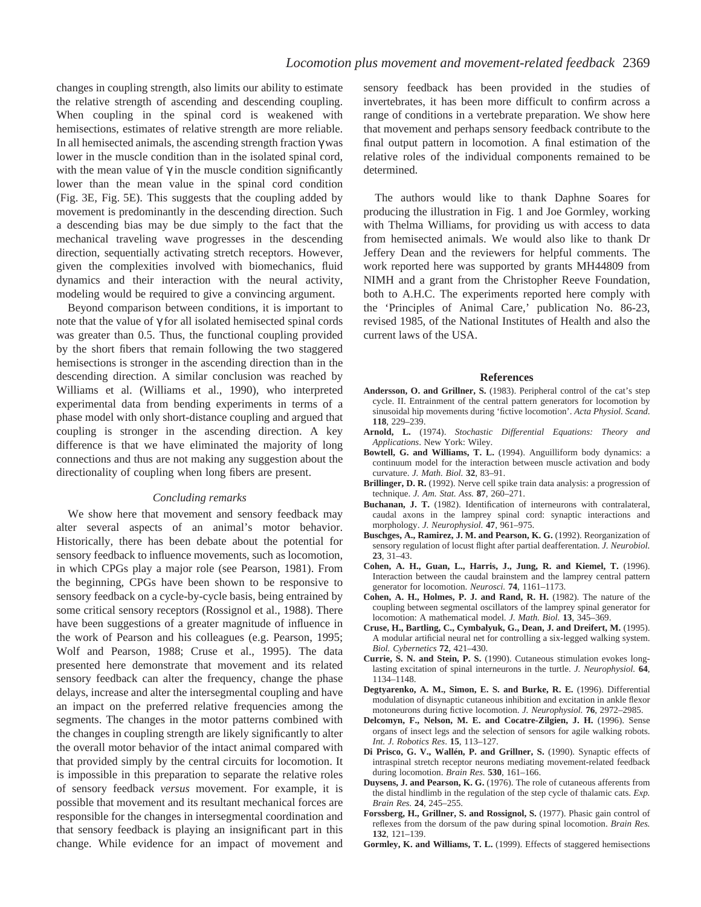changes in coupling strength, also limits our ability to estimate the relative strength of ascending and descending coupling. When coupling in the spinal cord is weakened with hemisections, estimates of relative strength are more reliable. In all hemisected animals, the ascending strength fraction $\gamma$ was lower in the muscle condition than in the isolated spinal cord, with the mean value of $\gamma$ in the muscle condition significantly lower than the mean value in the spinal cord condition (Fig. 3E, Fig. 5E). This suggests that the coupling added by movement is predominantly in the descending direction. Such a descending bias may be due simply to the fact that the mechanical traveling wave progresses in the descending direction, sequentially activating stretch receptors. However, given the complexities involved with biomechanics, fluid dynamics and their interaction with the neural activity, modeling would be required to give a convincing argument.

Beyond comparison between conditions, it is important to note that the value of $\gamma$ for all isolated hemisected spinal cords was greater than 0.5. Thus, the functional coupling provided by the short fibers that remain following the two staggered hemisections is stronger in the ascending direction than in the descending direction. A similar conclusion was reached by Williams et al. (Williams et al., 1990), who interpreted experimental data from bending experiments in terms of a phase model with only short-distance coupling and argued that coupling is stronger in the ascending direction. A key difference is that we have eliminated the majority of long connections and thus are not making any suggestion about the directionality of coupling when long fibers are present.

### *Concluding remarks*

We show here that movement and sensory feedback may alter several aspects of an animal's motor behavior. Historically, there has been debate about the potential for sensory feedback to influence movements, such as locomotion, in which CPGs play a major role (see Pearson, 1981). From the beginning, CPGs have been shown to be responsive to sensory feedback on a cycle-by-cycle basis, being entrained by some critical sensory receptors (Rossignol et al., 1988). There have been suggestions of a greater magnitude of influence in the work of Pearson and his colleagues (e.g. Pearson, 1995; Wolf and Pearson, 1988; Cruse et al., 1995). The data presented here demonstrate that movement and its related sensory feedback can alter the frequency, change the phase delays, increase and alter the intersegmental coupling and have an impact on the preferred relative frequencies among the segments. The changes in the motor patterns combined with the changes in coupling strength are likely significantly to alter the overall motor behavior of the intact animal compared with that provided simply by the central circuits for locomotion. It is impossible in this preparation to separate the relative roles of sensory feedback *versus* movement. For example, it is possible that movement and its resultant mechanical forces are responsible for the changes in intersegmental coordination and that sensory feedback is playing an insignificant part in this change. While evidence for an impact of movement and sensory feedback has been provided in the studies of invertebrates, it has been more difficult to confirm across a range of conditions in a vertebrate preparation. We show here that movement and perhaps sensory feedback contribute to the final output pattern in locomotion. A final estimation of the relative roles of the individual components remained to be determined.

The authors would like to thank Daphne Soares for producing the illustration in Fig. 1 and Joe Gormley, working with Thelma Williams, for providing us with access to data from hemisected animals. We would also like to thank Dr Jeffery Dean and the reviewers for helpful comments. The work reported here was supported by grants MH44809 from NIMH and a grant from the Christopher Reeve Foundation, both to A.H.C. The experiments reported here comply with the 'Principles of Animal Care,' publication No. 86-23, revised 1985, of the National Institutes of Health and also the current laws of the USA.

## References

**Andersson, O. and Grillner, S.** (1983). Peripheral control of the cat's step cycle. II. Entrainment of the central pattern generators for locomotion by sinusoidal hip movements during 'fictive locomotion'. *Acta Physiol. Scand.* **118**, 229–239.

**Arnold, L.** (1974). *Stochastic Differential Equations: Theory and Applications*. New York: Wiley.

**Bowtell, G. and Williams, T. L.** (1994). Anguilliform body dynamics: a continuum model for the interaction between muscle activation and body curvature. *J. Math. Biol.* **32**, 83–91.

**Brillinger, D. R.** (1992). Nerve cell spike train data analysis: a progression of technique. *J. Am. Stat. Ass.* **87**, 260–271.

**Buchanan, J. T.** (1982). Identification of interneurons with contralateral, caudal axons in the lamprey spinal cord: synaptic interactions and morphology. *J. Neurophysiol.* **47**, 961–975.

**Buschges, A., Ramirez, J. M. and Pearson, K. G.** (1992). Reorganization of sensory regulation of locust flight after partial deafferentation. *J. Neurobiol.* **23**, 31–43.

**Cohen, A. H., Guan, L., Harris, J., Jung, R. and Kiemel, T.** (1996). Interaction between the caudal brainstem and the lamprey central pattern generator for locomotion. *Neurosci.* **74**, 1161–1173.

**Cohen, A. H., Holmes, P. J. and Rand, R. H.** (1982). The nature of the coupling between segmental oscillators of the lamprey spinal generator for locomotion: A mathematical model. *J. Math. Biol.* **13**, 345–369.

**Cruse, H., Bartling, C., Cymbalyuk, G., Dean, J. and Dreifert, M.** (1995). A modular artificial neural net for controlling a six-legged walking system. *Biol. Cybernetics* **72**, 421–430.

**Currie, S. N. and Stein, P. S.** (1990). Cutaneous stimulation evokes long-lasting excitation of spinal interneurons in the turtle. *J. Neurophysiol.* **64**, 1134–1148.

**Degtyarenko, A. M., Simon, E. S. and Burke, R. E.** (1996). Differential modulation of disynaptic cutaneous inhibition and excitation in ankle flexor motoneurons during fictive locomotion. *J. Neurophysiol.* **76**, 2972–2985.

**Delcomyn, F., Nelson, M. E. and Cocatre-Zilgien, J. H.** (1996). Sense organs of insect legs and the selection of sensors for agile walking robots. *Int. J. Robotics Res.* **15**, 113–127.

**Di Prisco, G. V., Wallén, P. and Grillner, S.** (1990). Synaptic effects of intraspinal stretch receptor neurons mediating movement-related feedback during locomotion. *Brain Res.* **530**, 161–166.

**Duysens, J. and Pearson, K. G.** (1976). The role of cutaneous afferents from the distal hindlimb in the regulation of the step cycle of thalamic cats. *Exp. Brain Res.* **24**, 245–255.

**Forssberg, H., Grillner, S. and Rossignol, S.** (1977). Phasic gain control of reflexes from the dorsum of the paw during spinal locomotion. *Brain Res.* **132**, 121–139.

**Gormley, K. and Williams, T. L.** (1999). Effects of staggered hemisections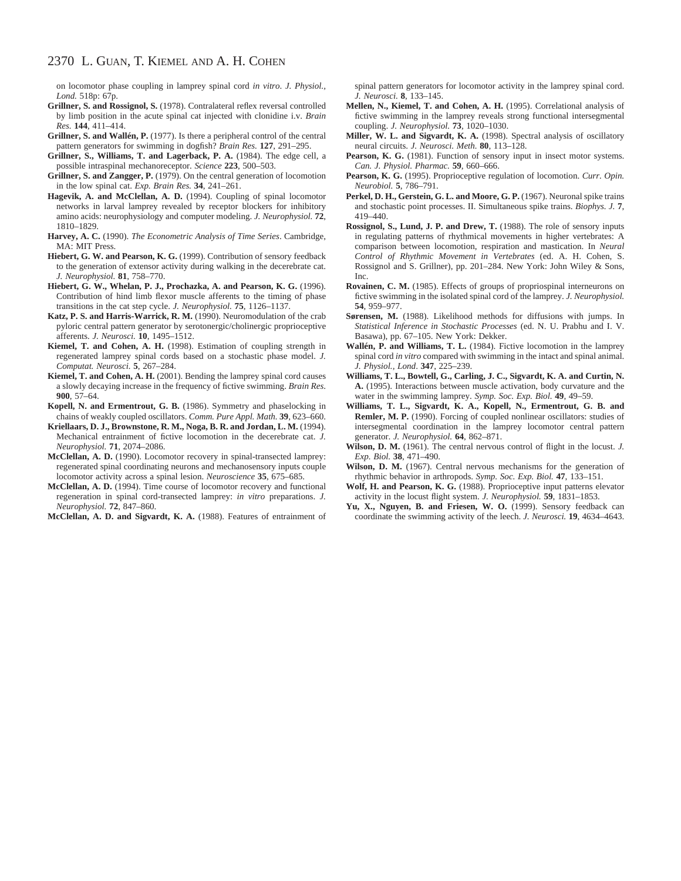on locomotor phase coupling in lamprey spinal cord *in vitro*. *J. Physiol., Lond.* 518p: 67p.

**Grillner, S. and Rossignol, S.** (1978). Contralateral reflex reversal controlled by limb position in the acute spinal cat injected with clonidine i.v. *Brain Res.* **144**, 411–414.

**Grillner, S. and Wallén, P.** (1977). Is there a peripheral control of the central pattern generators for swimming in dogfish? *Brain Res.* **127**, 291–295.

**Grillner, S., Williams, T. and Lagerback, P. A.** (1984). The edge cell, a possible intraspinal mechanoreceptor. *Science* **223**, 500–503.

**Grillner, S. and Zangger, P.** (1979). On the central generation of locomotion in the low spinal cat. *Exp. Brain Res.* **34**, 241–261.

**Hagevik, A. and McClellan, A. D.** (1994). Coupling of spinal locomotor networks in larval lamprey revealed by receptor blockers for inhibitory amino acids: neurophysiology and computer modeling. *J. Neurophysiol.* **72**, 1810–1829.

**Harvey, A. C.** (1990). *The Econometric Analysis of Time Series*. Cambridge, MA: MIT Press.

**Hiebert, G. W. and Pearson, K. G.** (1999). Contribution of sensory feedback to the generation of extensor activity during walking in the decerebrate cat. *J. Neurophysiol.* **81**, 758–770.

**Hiebert, G. W., Whelan, P. J., Prochazka, A. and Pearson, K. G.** (1996). Contribution of hind limb flexor muscle afferents to the timing of phase transitions in the cat step cycle. *J. Neurophysiol.* **75**, 1126–1137.

**Katz, P. S. and Harris-Warrick, R. M.** (1990). Neuromodulation of the crab pyloric central pattern generator by serotonergic/cholinergic proprioceptive afferents. *J. Neurosci.* **10**, 1495–1512.

**Kiemel, T. and Cohen, A. H.** (1998). Estimation of coupling strength in regenerated lamprey spinal cords based on a stochastic phase model. *J. Computat. Neurosci.* **5**, 267–284.

**Kiemel, T. and Cohen, A. H.** (2001). Bending the lamprey spinal cord causes a slowly decaying increase in the frequency of fictive swimming. *Brain Res.* **900**, 57–64.

**Kopell, N. and Ermentrout, G. B.** (1986). Symmetry and phaselocking in chains of weakly coupled oscillators. *Comm. Pure Appl. Math.* **39**, 623–660.

**Kriellaars, D. J., Brownstone, R. M., Noga, B. R. and Jordan, L. M.** (1994). Mechanical entrainment of fictive locomotion in the decerebrate cat. *J. Neurophysiol.* **71**, 2074–2086.

**McClellan, A. D.** (1990). Locomotor recovery in spinal-transected lamprey: regenerated spinal coordinating neurons and mechanosensory inputs couple locomotor activity across a spinal lesion. *Neuroscience* **35**, 675–685.

**McClellan, A. D.** (1994). Time course of locomotor recovery and functional regeneration in spinal cord-transected lamprey: *in vitro* preparations. *J. Neurophysiol.* **72**, 847–860.

**McClellan, A. D. and Sigvardt, K. A.** (1988). Features of entrainment of spinal pattern generators for locomotor activity in the lamprey spinal cord. *J. Neurosci.* **8**, 133–145.

**Mellen, N., Kiemel, T. and Cohen, A. H.** (1995). Correlational analysis of fictive swimming in the lamprey reveals strong functional intersegmental coupling. *J. Neurophysiol.* **73**, 1020–1030.

**Miller, W. L. and Sigvardt, K. A.** (1998). Spectral analysis of oscillatory neural circuits. *J. Neurosci. Meth.* **80**, 113–128.

**Pearson, K. G.** (1981). Function of sensory input in insect motor systems. *Can. J. Physiol. Pharmac.* **59**, 660–666.

**Pearson, K. G.** (1995). Proprioceptive regulation of locomotion. *Curr. Opin. Neurobiol.* **5**, 786–791.

**Perkel, D. H., Gerstein, G. L. and Moore, G. P.** (1967). Neuronal spike trains and stochastic point processes. II. Simultaneous spike trains. *Biophys. J.* **7**, 419–440.

**Rossignol, S., Lund, J. P. and Drew, T.** (1988). The role of sensory inputs in regulating patterns of rhythmical movements in higher vertebrates: A comparison between locomotion, respiration and mastication. In *Neural Control of Rhythmic Movement in Vertebrates* (ed. A. H. Cohen, S. Rossignol and S. Grillner), pp. 201–284. New York: John Wiley & Sons, Inc.

**Rovainen, C. M.** (1985). Effects of groups of propriospinal interneurons on fictive swimming in the isolated spinal cord of the lamprey. *J. Neurophysiol.* **54**, 959–977.

**Sørensen, M.** (1988). Likelihood methods for diffusions with jumps. In *Statistical Inference in Stochastic Processes* (ed. N. U. Prabhu and I. V. Basawa), pp. 67–105. New York: Dekker.

**Wallén, P. and Williams, T. L.** (1984). Fictive locomotion in the lamprey spinal cord *in vitro* compared with swimming in the intact and spinal animal. *J. Physiol., Lond*. **347**, 225–239.

**Williams, T. L., Bowtell, G., Carling, J. C., Sigvardt, K. A. and Curtin, N. A.** (1995). Interactions between muscle activation, body curvature and the water in the swimming lamprey. *Symp. Soc. Exp. Biol.* **49**, 49–59.

**Williams, T. L., Sigvardt, K. A., Kopell, N., Ermentrout, G. B. and Remler, M. P.** (1990). Forcing of coupled nonlinear oscillators: studies of intersegmental coordination in the lamprey locomotor central pattern generator. *J. Neurophysiol.* **64**, 862–871.

**Wilson, D. M.** (1961). The central nervous control of flight in the locust. *J. Exp. Biol.* **38**, 471–490.

**Wilson, D. M.** (1967). Central nervous mechanisms for the generation of rhythmic behavior in arthropods. *Symp. Soc. Exp. Biol.* **47**, 133–151.

**Wolf, H. and Pearson, K. G.** (1988). Proprioceptive input patterns elevator activity in the locust flight system. *J. Neurophysiol.* **59**, 1831–1853.

**Yu, X., Nguyen, B. and Friesen, W. O.** (1999). Sensory feedback can coordinate the swimming activity of the leech. *J. Neurosci.* **19**, 4634–4643.